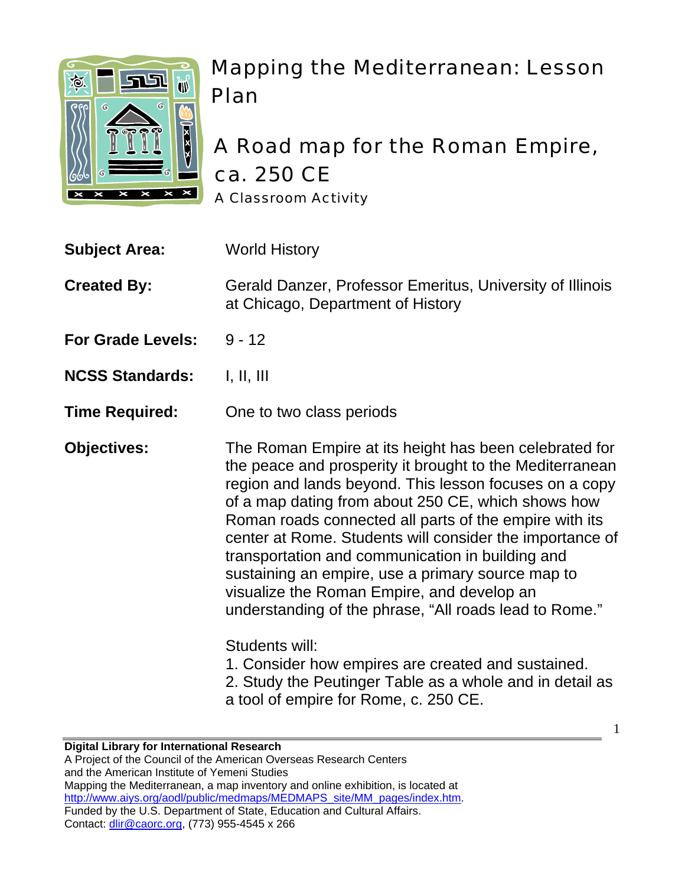# Mapping the Mediterranean: Lesson Plan

## A Road map for the Roman Empire, ca. 250 CE

A Classroom Activity

**Subject Area:** World History

**Created By:** Gerald Danzer, Professor Emeritus, University of Illinois at Chicago, Department of History

**For Grade Levels:** 9 - 12

**NCSS Standards:** I, II, III

**Time Required:** One to two class periods

**Objectives:** The Roman Empire at its height has been celebrated for the peace and prosperity it brought to the Mediterranean region and lands beyond. This lesson focuses on a copy of a map dating from about 250 CE, which shows how Roman roads connected all parts of the empire with its center at Rome. Students will consider the importance of transportation and communication in building and sustaining an empire, use a primary source map to visualize the Roman Empire, and develop an understanding of the phrase, "All roads lead to Rome."

Students will:
1. Consider how empires are created and sustained.
2. Study the Peutinger Table as a whole and in detail as a tool of empire for Rome, c. 250 CE.

**Digital Library for International Research**
A Project of the Council of the American Overseas Research Centers
and the American Institute of Yemeni Studies
Mapping the Mediterranean, a map inventory and online exhibition, is located at http://www.aiys.org/aodl/public/medmaps/MEDMAPS_site/MM_pages/index.htm.
Funded by the U.S. Department of State, Education and Cultural Affairs.
Contact: dlir@caorc.org, (773) 955-4545 x 266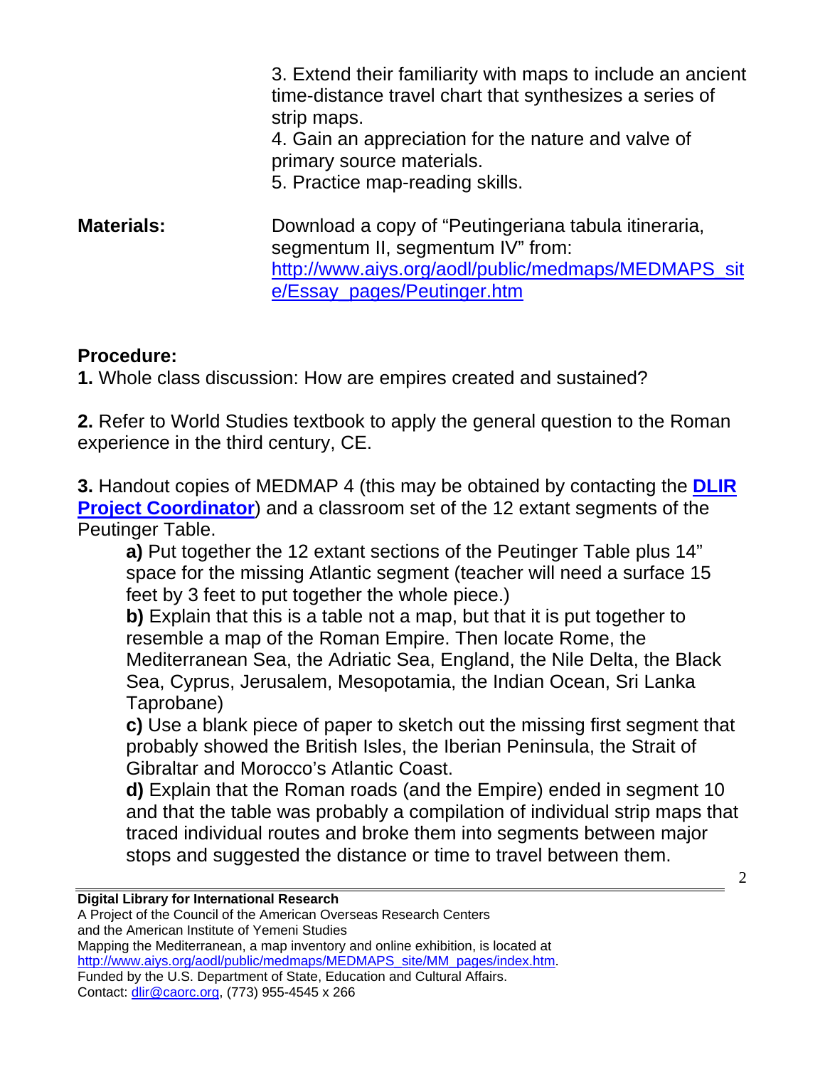3. Extend their familiarity with maps to include an ancient time-distance travel chart that synthesizes a series of strip maps.
4. Gain an appreciation for the nature and valve of primary source materials.
5. Practice map-reading skills.

**Materials:** Download a copy of "Peutingeriana tabula itineraria, segmentum II, segmentum IV" from: http://www.aiys.org/aodl/public/medmaps/MEDMAPS_site/Essay_pages/Peutinger.htm

**Procedure:**

**1.** Whole class discussion: How are empires created and sustained?

**2.** Refer to World Studies textbook to apply the general question to the Roman experience in the third century, CE.

**3.** Handout copies of MEDMAP 4 (this may be obtained by contacting the **DLIR Project Coordinator**) and a classroom set of the 12 extant segments of the Peutinger Table.

**a)** Put together the 12 extant sections of the Peutinger Table plus 14" space for the missing Atlantic segment (teacher will need a surface 15 feet by 3 feet to put together the whole piece.)

**b)** Explain that this is a table not a map, but that it is put together to resemble a map of the Roman Empire. Then locate Rome, the Mediterranean Sea, the Adriatic Sea, England, the Nile Delta, the Black Sea, Cyprus, Jerusalem, Mesopotamia, the Indian Ocean, Sri Lanka Taprobane)

**c)** Use a blank piece of paper to sketch out the missing first segment that probably showed the British Isles, the Iberian Peninsula, the Strait of Gibraltar and Morocco's Atlantic Coast.

**d)** Explain that the Roman roads (and the Empire) ended in segment 10 and that the table was probably a compilation of individual strip maps that traced individual routes and broke them into segments between major stops and suggested the distance or time to travel between them.

**Digital Library for International Research**
A Project of the Council of the American Overseas Research Centers
and the American Institute of Yemeni Studies
Mapping the Mediterranean, a map inventory and online exhibition, is located at http://www.aiys.org/aodl/public/medmaps/MEDMAPS_site/MM_pages/index.htm.
Funded by the U.S. Department of State, Education and Cultural Affairs.
Contact: dlir@caorc.org, (773) 955-4545 x 266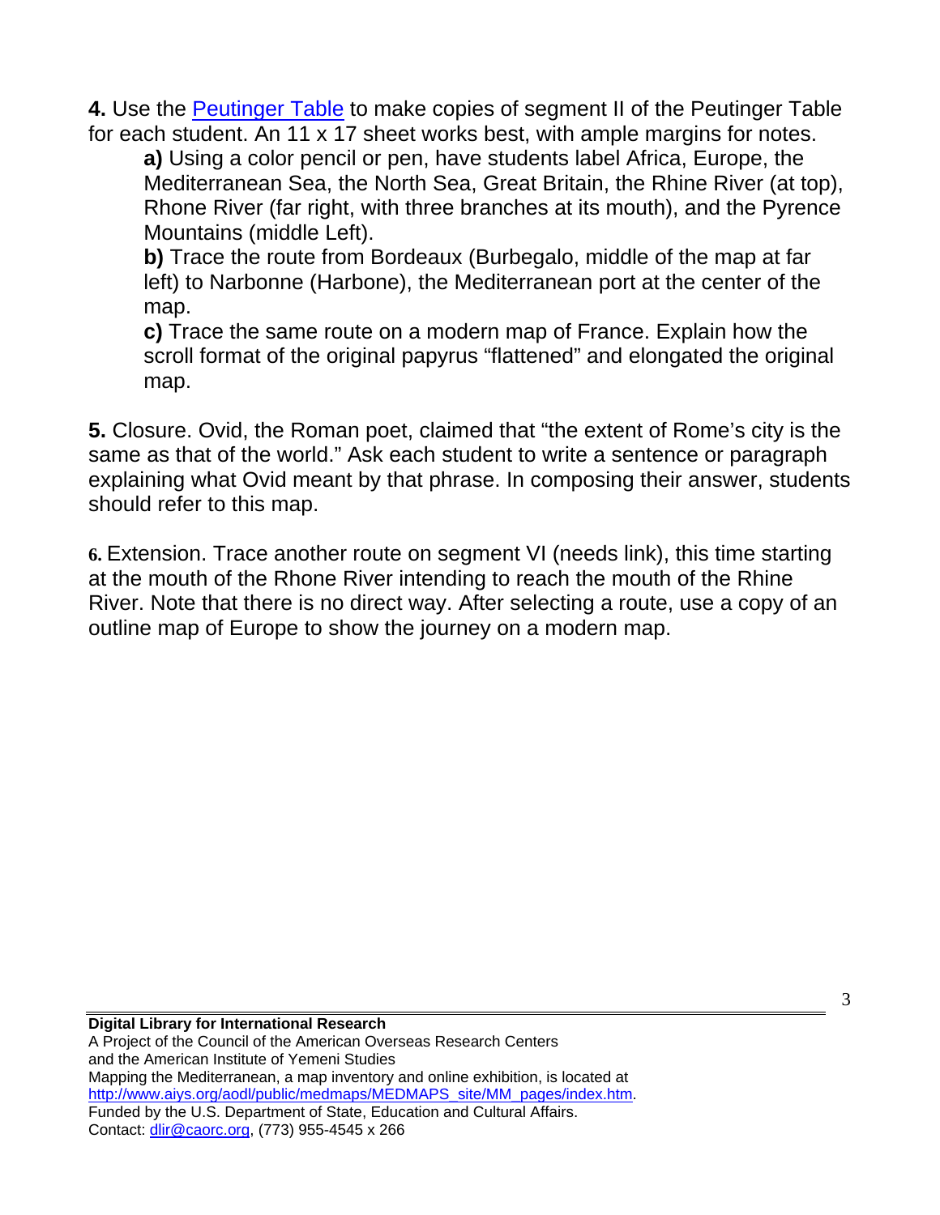**4.** Use the Peutinger Table to make copies of segment II of the Peutinger Table for each student. An 11 x 17 sheet works best, with ample margins for notes.

> **a)** Using a color pencil or pen, have students label Africa, Europe, the Mediterranean Sea, the North Sea, Great Britain, the Rhine River (at top), Rhone River (far right, with three branches at its mouth), and the Pyrence Mountains (middle Left).
>
> **b)** Trace the route from Bordeaux (Burbegalo, middle of the map at far left) to Narbonne (Harbone), the Mediterranean port at the center of the map.
>
> **c)** Trace the same route on a modern map of France. Explain how the scroll format of the original papyrus "flattened" and elongated the original map.

**5.** Closure. Ovid, the Roman poet, claimed that "the extent of Rome's city is the same as that of the world." Ask each student to write a sentence or paragraph explaining what Ovid meant by that phrase. In composing their answer, students should refer to this map.

**6.** Extension. Trace another route on segment VI (needs link), this time starting at the mouth of the Rhone River intending to reach the mouth of the Rhine River. Note that there is no direct way. After selecting a route, use a copy of an outline map of Europe to show the journey on a modern map.

**Digital Library for International Research**
A Project of the Council of the American Overseas Research Centers
and the American Institute of Yemeni Studies
Mapping the Mediterranean, a map inventory and online exhibition, is located at http://www.aiys.org/aodl/public/medmaps/MEDMAPS_site/MM_pages/index.htm.
Funded by the U.S. Department of State, Education and Cultural Affairs.
Contact: dlir@caorc.org, (773) 955-4545 x 266